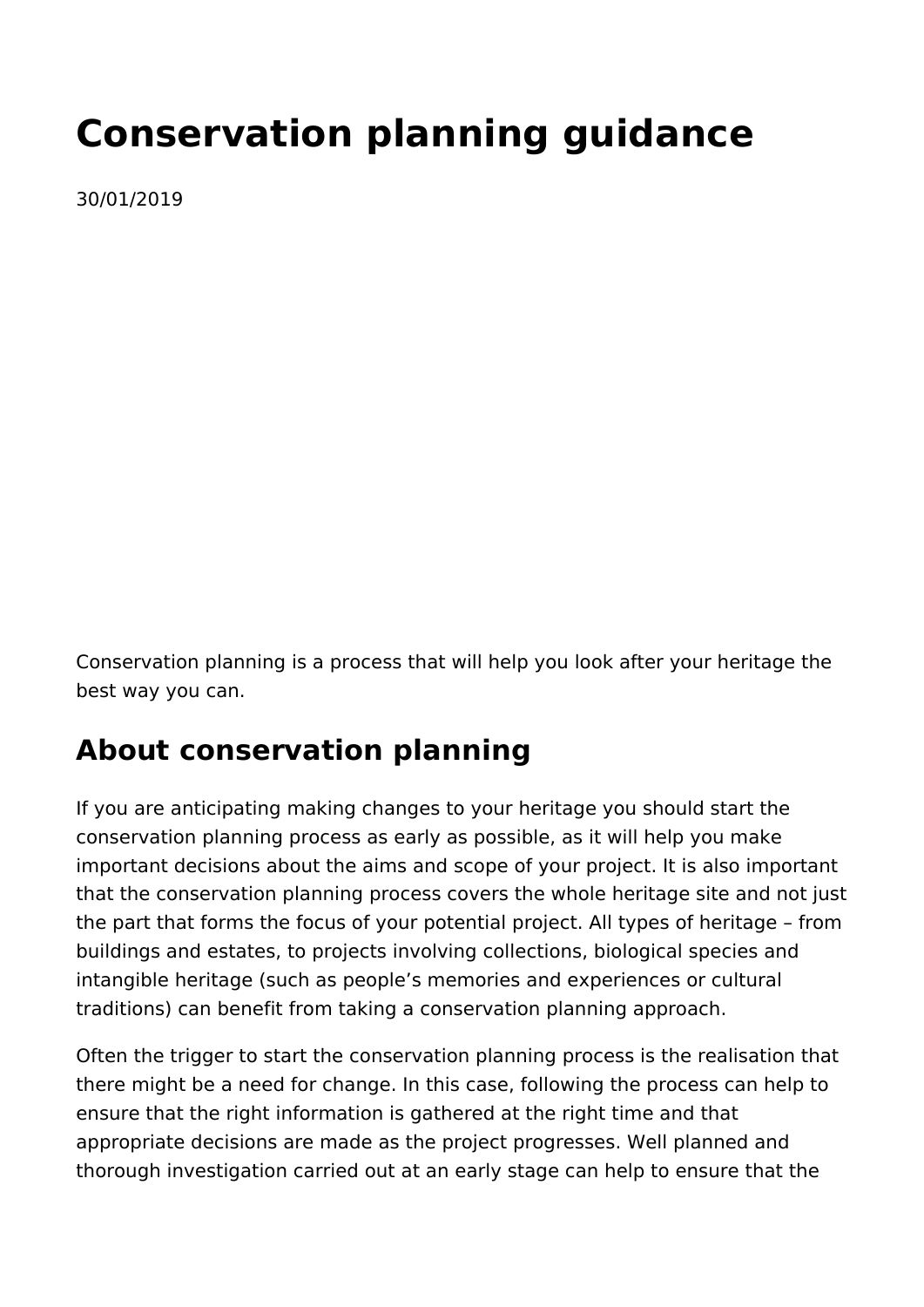# Conservation planning guidance

30/01/2019

Conservation planning is a process that will help you look after your heritage the best way you can.

## About conservation planning

If you are anticipating making changes to your heritage you should start the conservation planning process as early as possible, as it will help you make important decisions about the aims and scope of your project. It is also important that the conservation planning process covers the whole heritage site and not just the part that forms the focus of your potential project. All types of heritage – from buildings and estates, to projects involving collections, biological species and intangible heritage (such as people's memories and experiences or cultural traditions) can benefit from taking a conservation planning approach.

Often the trigger to start the conservation planning process is the realisation that there might be a need for change. In this case, following the process can help to ensure that the right information is gathered at the right time and that appropriate decisions are made as the project progresses. Well planned and thorough investigation carried out at an early stage can help to ensure that the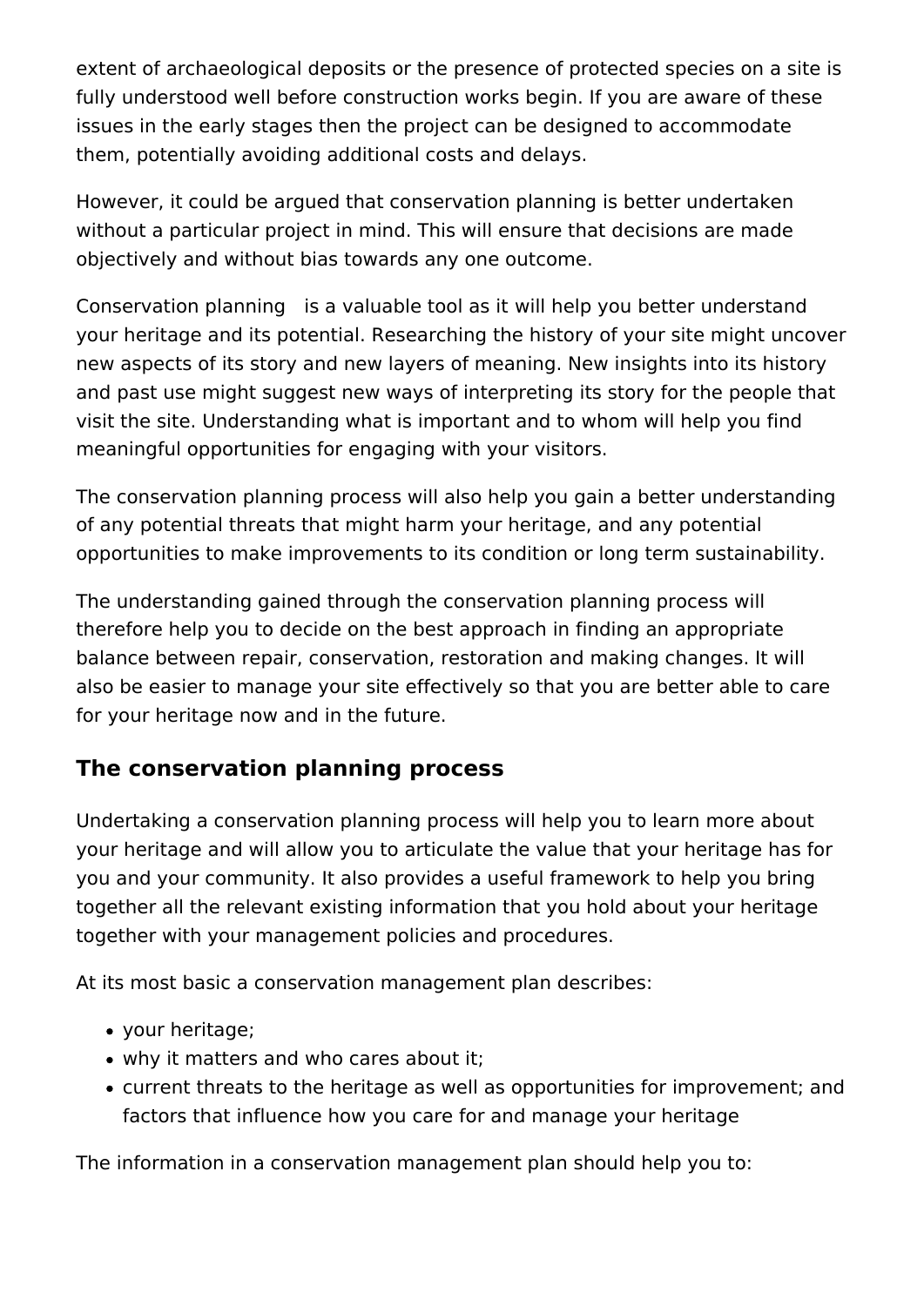extent of archaeological deposits or the presence of protected species on a site is fully understood well before construction works begin. If you are aware of these issues in the early stages then the project can be designed to accommodate them, potentially avoiding additional costs and delays.

However, it could be argued that conservation planning is better undertaken without a particular project in mind. This will ensure that decisions are made objectively and without bias towards any one outcome.

Conservation planning is a valuable tool as it will help you better understand your heritage and its potential. Researching the history of your site might uncover new aspects of its story and new layers of meaning. New insights into its history and past use might suggest new ways of interpreting its story for the people that visit the site. Understanding what is important and to whom will help you find meaningful opportunities for engaging with your visitors.

The conservation planning process will also help you gain a better understanding of any potential threats that might harm your heritage, and any potential opportunities to make improvements to its condition or long term sustainability.

The understanding gained through the conservation planning process will therefore help you to decide on the best approach in finding an appropriate balance between repair, conservation, restoration and making changes. It will also be easier to manage your site effectively so that you are better able to care for your heritage now and in the future.

## The conservation planning process

Undertaking a conservation planning process will help you to learn more about your heritage and will allow you to articulate the value that your heritage has for you and your community. It also provides a useful framework to help you bring together all the relevant existing information that you hold about your heritage together with your management policies and procedures.

At its most basic a conservation management plan describes:

- your heritage;
- why it matters and who cares about it;
- current threats to the heritage as well as opportunities for improvement; and factors that influence how you care for and manage your heritage

The information in a conservation management plan should help you to: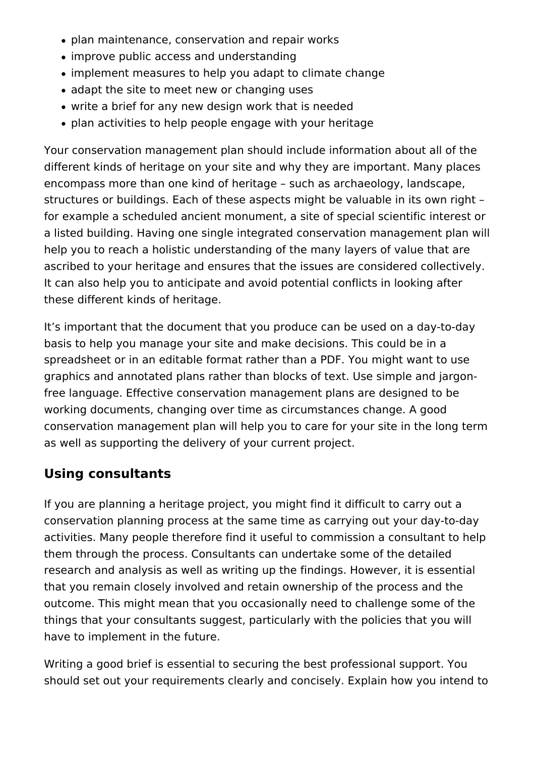- plan maintenance, conservation and repair works
- improve public access and understanding
- implement measures to help you adapt to climate change
- adapt the site to meet new or changing uses
- write a brief for any new design work that is needed
- plan activities to help people engage with your heritage

Your conservation management plan should include information about all of the different kinds of heritage on your site and why they are important. Many places encompass more than one kind of heritage – such as archaeology, landscape, structures or buildings. Each of these aspects might be valuable in its own right – for example a scheduled ancient monument, a site of special scientific interest or a listed building. Having one single integrated conservation management plan will help you to reach a holistic understanding of the many layers of value that are ascribed to your heritage and ensures that the issues are considered collectively. It can also help you to anticipate and avoid potential conflicts in looking after these different kinds of heritage.

It's important that the document that you produce can be used on a day-to-day basis to help you manage your site and make decisions. This could be in a spreadsheet or in an editable format rather than a PDF. You might want to use graphics and annotated plans rather than blocks of text. Use simple and jargon-free language. Effective conservation management plans are designed to be working documents, changing over time as circumstances change. A good conservation management plan will help you to care for your site in the long term as well as supporting the delivery of your current project.

## Using consultants

If you are planning a heritage project, you might find it difficult to carry out a conservation planning process at the same time as carrying out your day-to-day activities. Many people therefore find it useful to commission a consultant to help them through the process. Consultants can undertake some of the detailed research and analysis as well as writing up the findings. However, it is essential that you remain closely involved and retain ownership of the process and the outcome. This might mean that you occasionally need to challenge some of the things that your consultants suggest, particularly with the policies that you will have to implement in the future.

Writing a good brief is essential to securing the best professional support. You should set out your requirements clearly and concisely. Explain how you intend to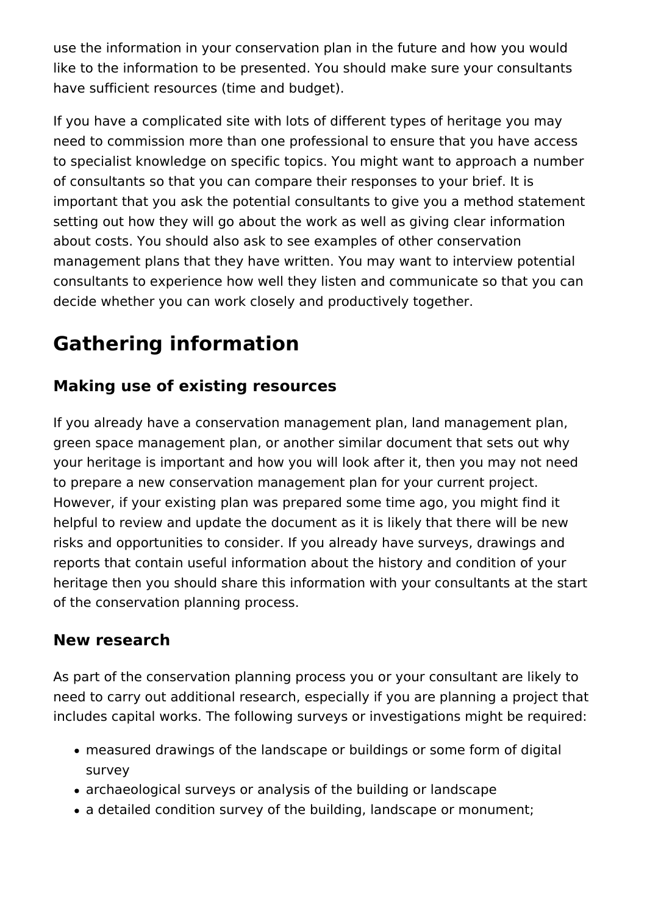use the information in your conservation plan in the future and how you would like to the information to be presented. You should make sure your consultants have sufficient resources (time and budget).

If you have a complicated site with lots of different types of heritage you may need to commission more than one professional to ensure that you have access to specialist knowledge on specific topics. You might want to approach a number of consultants so that you can compare their responses to your brief. It is important that you ask the potential consultants to give you a method statement setting out how they will go about the work as well as giving clear information about costs. You should also ask to see examples of other conservation management plans that they have written. You may want to interview potential consultants to experience how well they listen and communicate so that you can decide whether you can work closely and productively together.

# Gathering information

## Making use of existing resources

If you already have a conservation management plan, land management plan, green space management plan, or another similar document that sets out why your heritage is important and how you will look after it, then you may not need to prepare a new conservation management plan for your current project. However, if your existing plan was prepared some time ago, you might find it helpful to review and update the document as it is likely that there will be new risks and opportunities to consider. If you already have surveys, drawings and reports that contain useful information about the history and condition of your heritage then you should share this information with your consultants at the start of the conservation planning process.

## New research

As part of the conservation planning process you or your consultant are likely to need to carry out additional research, especially if you are planning a project that includes capital works. The following surveys or investigations might be required:

- measured drawings of the landscape or buildings or some form of digital survey
- archaeological surveys or analysis of the building or landscape
- a detailed condition survey of the building, landscape or monument;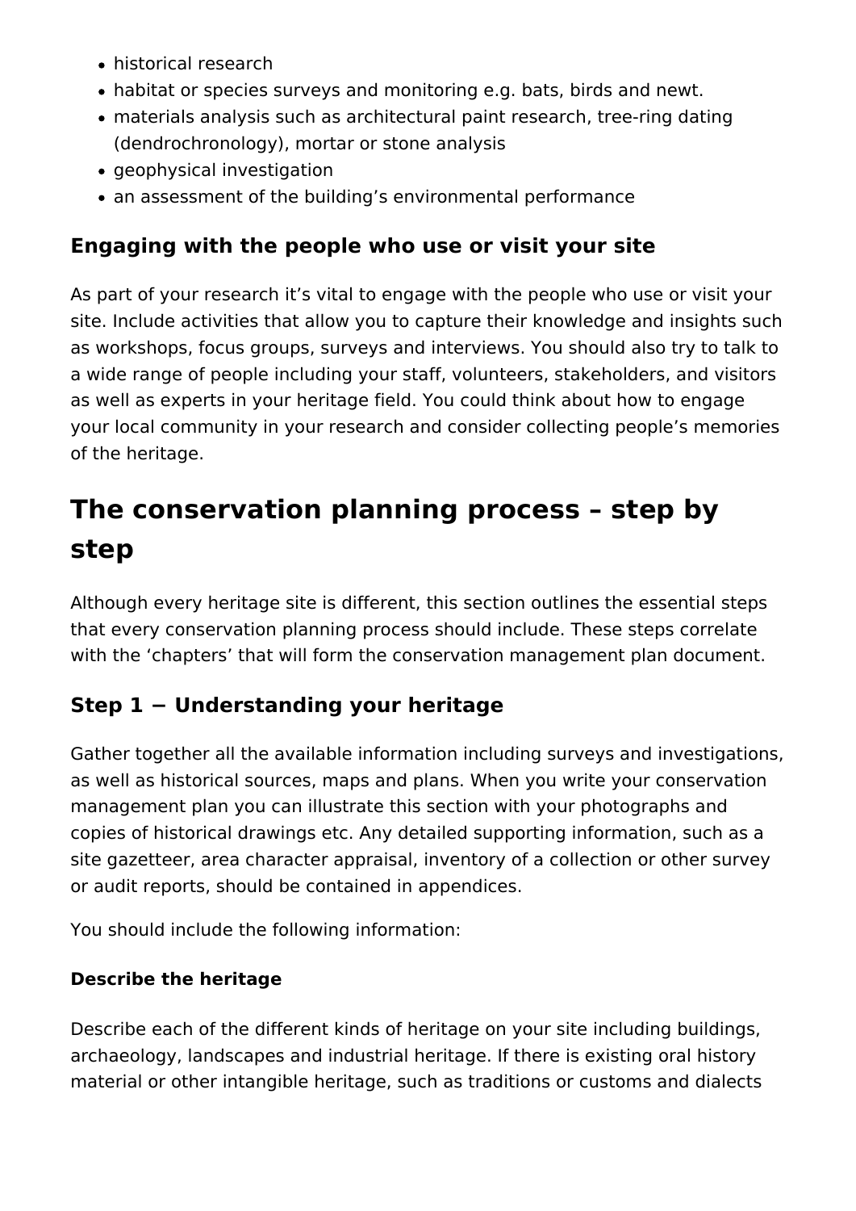- historical research
- habitat or species surveys and monitoring e.g. bats, birds and newt.
- materials analysis such as architectural paint research, tree-ring dating (dendrochronology), mortar or stone analysis
- geophysical investigation
- an assessment of the building's environmental performance

### Engaging with the people who use or visit your site

As part of your research it's vital to engage with the people who use or visit your site. Include activities that allow you to capture their knowledge and insights such as workshops, focus groups, surveys and interviews. You should also try to talk to a wide range of people including your staff, volunteers, stakeholders, and visitors as well as experts in your heritage field. You could think about how to engage your local community in your research and consider collecting people's memories of the heritage.

## The conservation planning process – step by step

Although every heritage site is different, this section outlines the essential steps that every conservation planning process should include. These steps correlate with the 'chapters' that will form the conservation management plan document.

### Step 1 − Understanding your heritage

Gather together all the available information including surveys and investigations, as well as historical sources, maps and plans. When you write your conservation management plan you can illustrate this section with your photographs and copies of historical drawings etc. Any detailed supporting information, such as a site gazetteer, area character appraisal, inventory of a collection or other survey or audit reports, should be contained in appendices.

You should include the following information:

#### Describe the heritage

Describe each of the different kinds of heritage on your site including buildings, archaeology, landscapes and industrial heritage. If there is existing oral history material or other intangible heritage, such as traditions or customs and dialects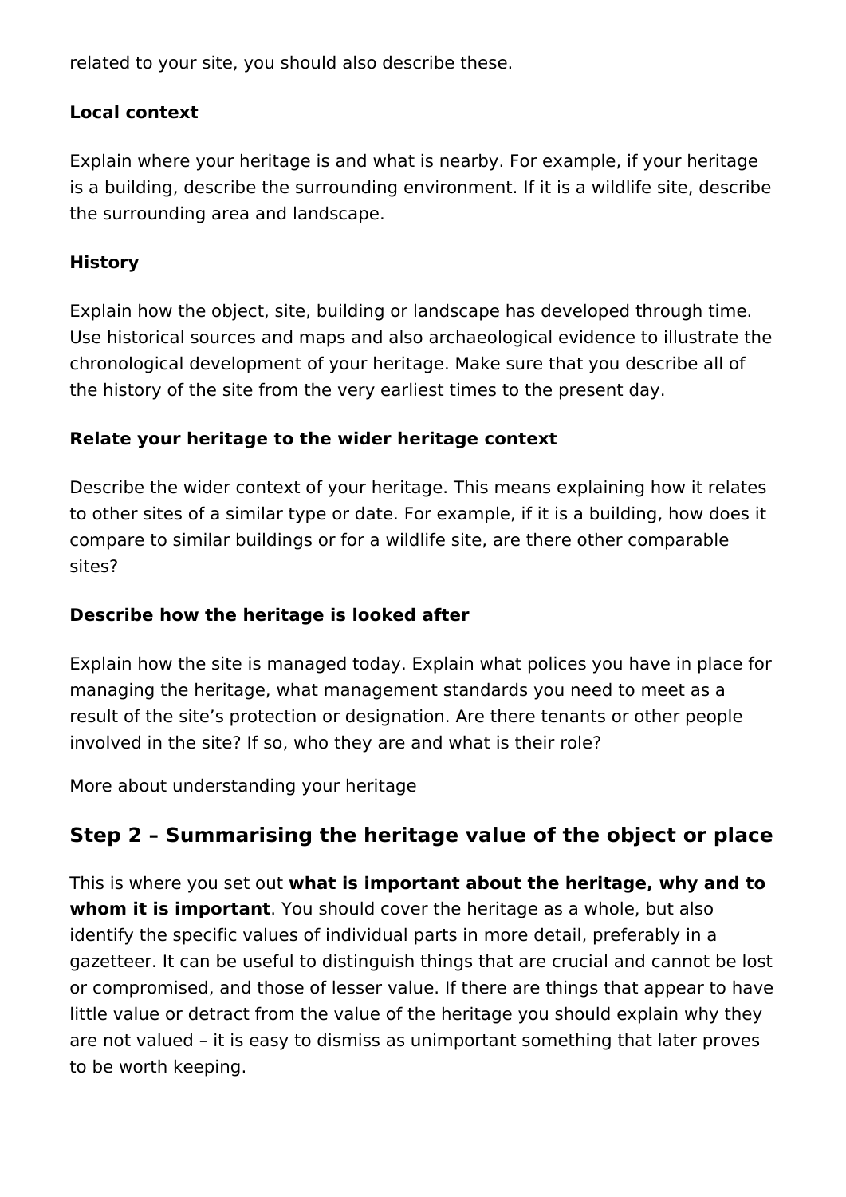related to your site, you should also describe these.

**Local context**

Explain where your heritage is and what is nearby. For example, if your heritage is a building, describe the surrounding environment. If it is a wildlife site, describe the surrounding area and landscape.

**History**

Explain how the object, site, building or landscape has developed through time. Use historical sources and maps and also archaeological evidence to illustrate the chronological development of your heritage. Make sure that you describe all of the history of the site from the very earliest times to the present day.

**Relate your heritage to the wider heritage context**

Describe the wider context of your heritage. This means explaining how it relates to other sites of a similar type or date. For example, if it is a building, how does it compare to similar buildings or for a wildlife site, are there other comparable sites?

**Describe how the heritage is looked after**

Explain how the site is managed today. Explain what polices you have in place for managing the heritage, what management standards you need to meet as a result of the site's protection or designation. Are there tenants or other people involved in the site? If so, who they are and what is their role?

More about understanding your heritage

## Step 2 – Summarising the heritage value of the object or place

This is where you set out **what is important about the heritage, why and to whom it is important**. You should cover the heritage as a whole, but also identify the specific values of individual parts in more detail, preferably in a gazetteer. It can be useful to distinguish things that are crucial and cannot be lost or compromised, and those of lesser value. If there are things that appear to have little value or detract from the value of the heritage you should explain why they are not valued – it is easy to dismiss as unimportant something that later proves to be worth keeping.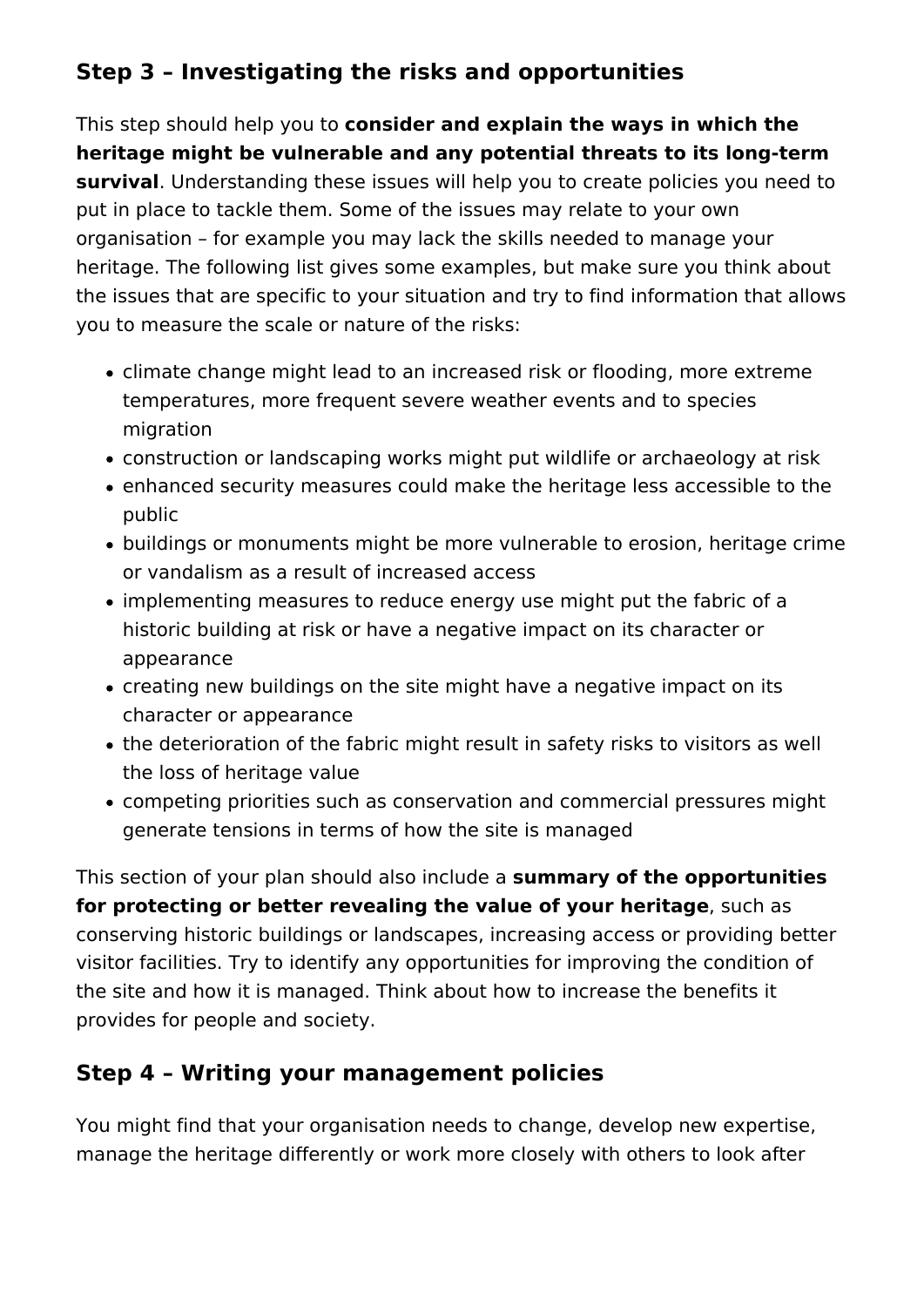## Step 3 – Investigating the risks and opportunities

This step should help you to **consider and explain the ways in which the heritage might be vulnerable and any potential threats to its long-term survival**. Understanding these issues will help you to create policies you need to put in place to tackle them. Some of the issues may relate to your own organisation – for example you may lack the skills needed to manage your heritage. The following list gives some examples, but make sure you think about the issues that are specific to your situation and try to find information that allows you to measure the scale or nature of the risks:

- climate change might lead to an increased risk or flooding, more extreme temperatures, more frequent severe weather events and to species migration
- construction or landscaping works might put wildlife or archaeology at risk
- enhanced security measures could make the heritage less accessible to the public
- buildings or monuments might be more vulnerable to erosion, heritage crime or vandalism as a result of increased access
- implementing measures to reduce energy use might put the fabric of a historic building at risk or have a negative impact on its character or appearance
- creating new buildings on the site might have a negative impact on its character or appearance
- the deterioration of the fabric might result in safety risks to visitors as well the loss of heritage value
- competing priorities such as conservation and commercial pressures might generate tensions in terms of how the site is managed

This section of your plan should also include a **summary of the opportunities for protecting or better revealing the value of your heritage**, such as conserving historic buildings or landscapes, increasing access or providing better visitor facilities. Try to identify any opportunities for improving the condition of the site and how it is managed. Think about how to increase the benefits it provides for people and society.

## Step 4 – Writing your management policies

You might find that your organisation needs to change, develop new expertise, manage the heritage differently or work more closely with others to look after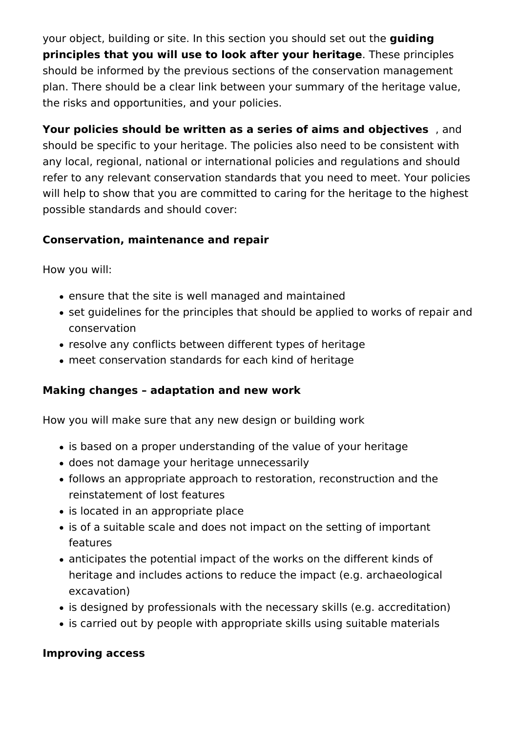your object, building or site. In this section you should set out the **guiding principles that you will use to look after your heritage**. These principles should be informed by the previous sections of the conservation management plan. There should be a clear link between your summary of the heritage value, the risks and opportunities, and your policies.

**Your policies should be written as a series of aims and objectives** , and should be specific to your heritage. The policies also need to be consistent with any local, regional, national or international policies and regulations and should refer to any relevant conservation standards that you need to meet. Your policies will help to show that you are committed to caring for the heritage to the highest possible standards and should cover:

**Conservation, maintenance and repair**

How you will:

- ensure that the site is well managed and maintained
- set guidelines for the principles that should be applied to works of repair and conservation
- resolve any conflicts between different types of heritage
- meet conservation standards for each kind of heritage

**Making changes – adaptation and new work**

How you will make sure that any new design or building work

- is based on a proper understanding of the value of your heritage
- does not damage your heritage unnecessarily
- follows an appropriate approach to restoration, reconstruction and the reinstatement of lost features
- is located in an appropriate place
- is of a suitable scale and does not impact on the setting of important features
- anticipates the potential impact of the works on the different kinds of heritage and includes actions to reduce the impact (e.g. archaeological excavation)
- is designed by professionals with the necessary skills (e.g. accreditation)
- is carried out by people with appropriate skills using suitable materials

**Improving access**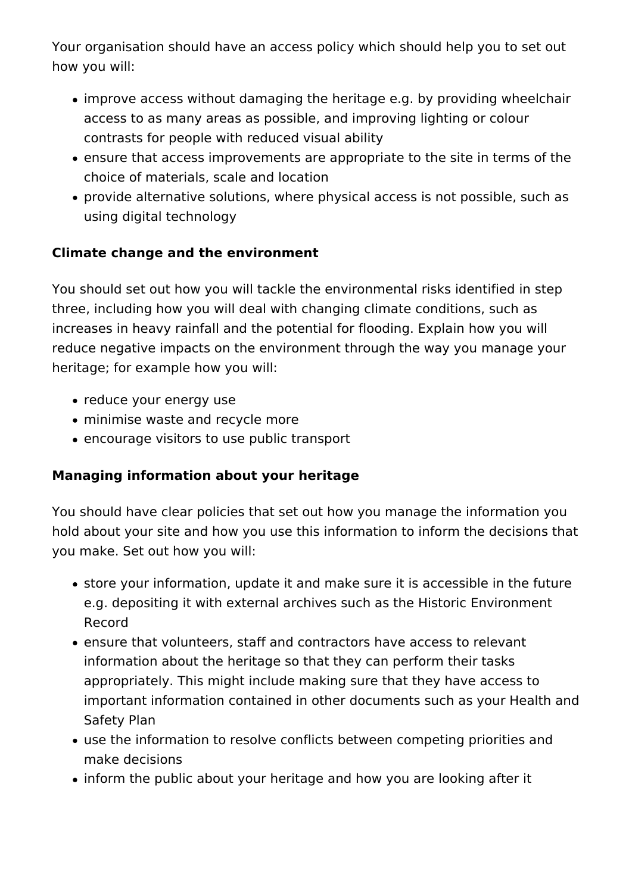Your organisation should have an access policy which should help you to set out how you will:

- improve access without damaging the heritage e.g. by providing wheelchair access to as many areas as possible, and improving lighting or colour contrasts for people with reduced visual ability
- ensure that access improvements are appropriate to the site in terms of the choice of materials, scale and location
- provide alternative solutions, where physical access is not possible, such as using digital technology

**Climate change and the environment**

You should set out how you will tackle the environmental risks identified in step three, including how you will deal with changing climate conditions, such as increases in heavy rainfall and the potential for flooding. Explain how you will reduce negative impacts on the environment through the way you manage your heritage; for example how you will:

- reduce your energy use
- minimise waste and recycle more
- encourage visitors to use public transport

**Managing information about your heritage**

You should have clear policies that set out how you manage the information you hold about your site and how you use this information to inform the decisions that you make. Set out how you will:

- store your information, update it and make sure it is accessible in the future e.g. depositing it with external archives such as the Historic Environment Record
- ensure that volunteers, staff and contractors have access to relevant information about the heritage so that they can perform their tasks appropriately. This might include making sure that they have access to important information contained in other documents such as your Health and Safety Plan
- use the information to resolve conflicts between competing priorities and make decisions
- inform the public about your heritage and how you are looking after it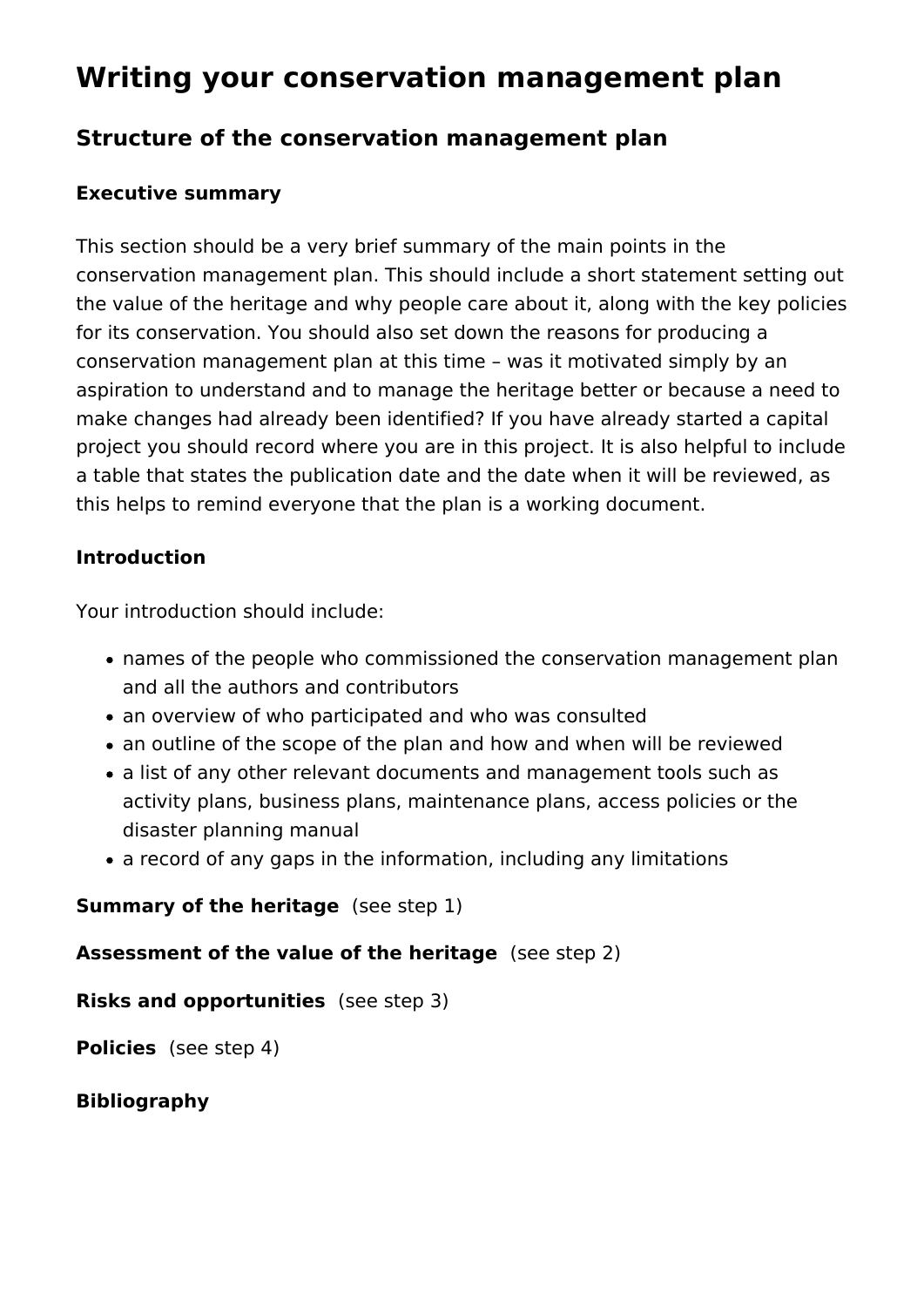# Writing your conservation management plan

## Structure of the conservation management plan

### Executive summary

This section should be a very brief summary of the main points in the conservation management plan. This should include a short statement setting out the value of the heritage and why people care about it, along with the key policies for its conservation. You should also set down the reasons for producing a conservation management plan at this time – was it motivated simply by an aspiration to understand and to manage the heritage better or because a need to make changes had already been identified? If you have already started a capital project you should record where you are in this project. It is also helpful to include a table that states the publication date and the date when it will be reviewed, as this helps to remind everyone that the plan is a working document.

### Introduction

Your introduction should include:

- names of the people who commissioned the conservation management plan and all the authors and contributors
- an overview of who participated and who was consulted
- an outline of the scope of the plan and how and when will be reviewed
- a list of any other relevant documents and management tools such as activity plans, business plans, maintenance plans, access policies or the disaster planning manual
- a record of any gaps in the information, including any limitations

**Summary of the heritage** (see step 1)

**Assessment of the value of the heritage** (see step 2)

**Risks and opportunities** (see step 3)

**Policies** (see step 4)

### Bibliography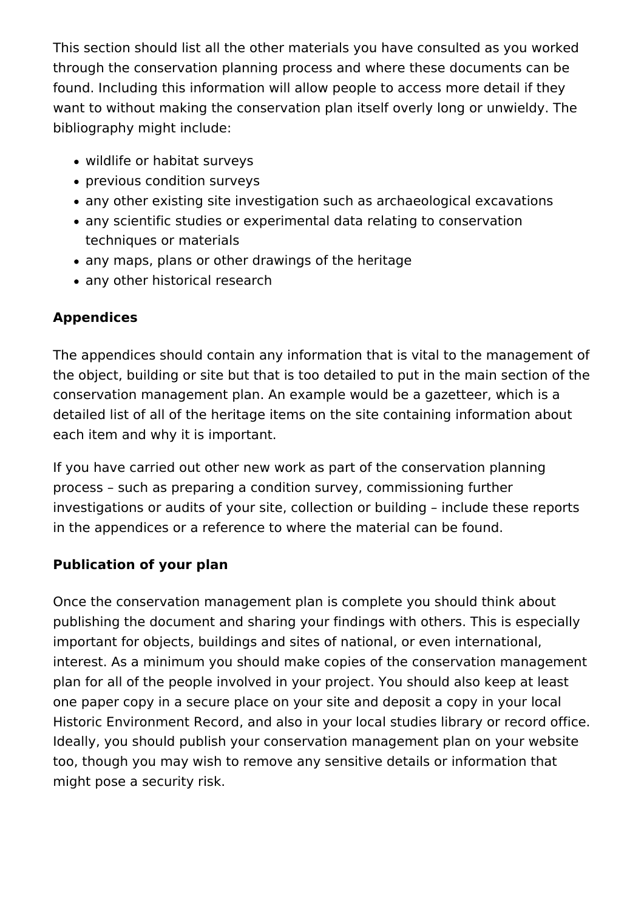This section should list all the other materials you have consulted as you worked through the conservation planning process and where these documents can be found. Including this information will allow people to access more detail if they want to without making the conservation plan itself overly long or unwieldy. The bibliography might include:

- wildlife or habitat surveys
- previous condition surveys
- any other existing site investigation such as archaeological excavations
- any scientific studies or experimental data relating to conservation techniques or materials
- any maps, plans or other drawings of the heritage
- any other historical research

**Appendices**

The appendices should contain any information that is vital to the management of the object, building or site but that is too detailed to put in the main section of the conservation management plan. An example would be a gazetteer, which is a detailed list of all of the heritage items on the site containing information about each item and why it is important.

If you have carried out other new work as part of the conservation planning process – such as preparing a condition survey, commissioning further investigations or audits of your site, collection or building – include these reports in the appendices or a reference to where the material can be found.

**Publication of your plan**

Once the conservation management plan is complete you should think about publishing the document and sharing your findings with others. This is especially important for objects, buildings and sites of national, or even international, interest. As a minimum you should make copies of the conservation management plan for all of the people involved in your project. You should also keep at least one paper copy in a secure place on your site and deposit a copy in your local Historic Environment Record, and also in your local studies library or record office. Ideally, you should publish your conservation management plan on your website too, though you may wish to remove any sensitive details or information that might pose a security risk.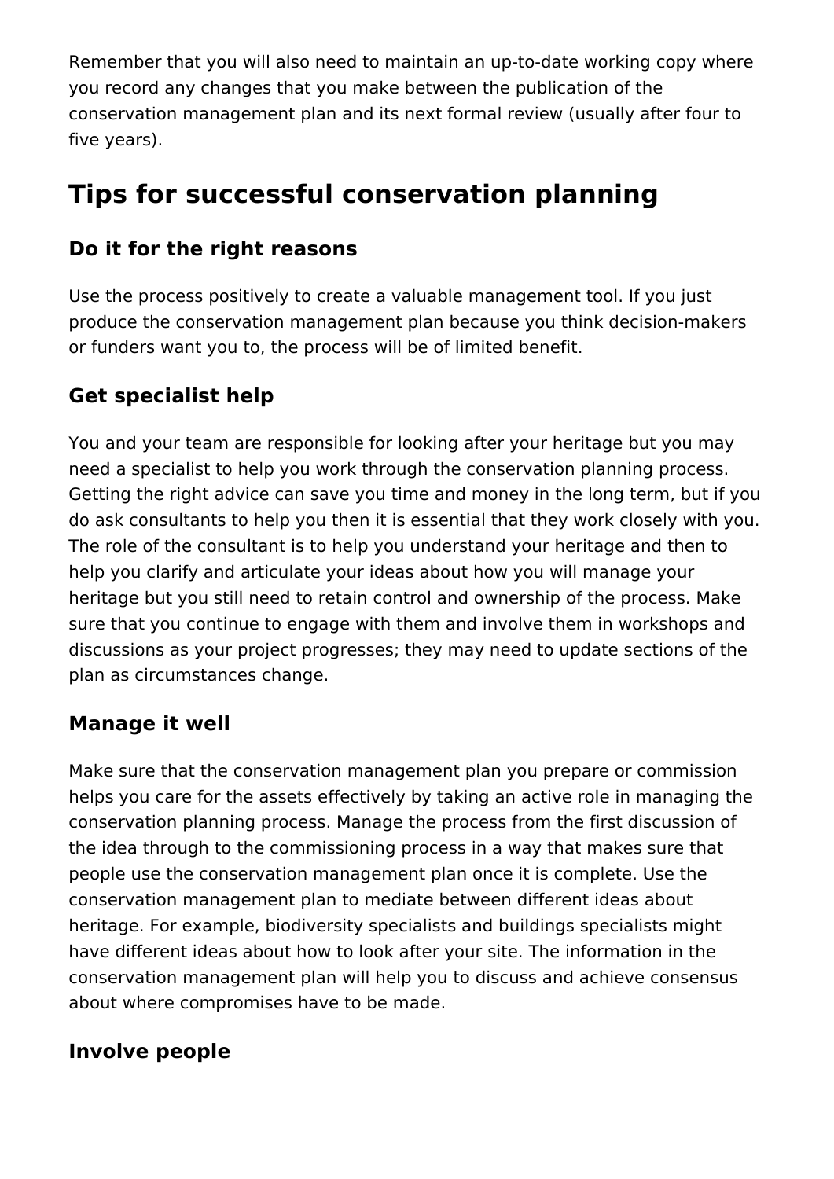Remember that you will also need to maintain an up-to-date working copy where you record any changes that you make between the publication of the conservation management plan and its next formal review (usually after four to five years).

## Tips for successful conservation planning

### Do it for the right reasons

Use the process positively to create a valuable management tool. If you just produce the conservation management plan because you think decision-makers or funders want you to, the process will be of limited benefit.

### Get specialist help

You and your team are responsible for looking after your heritage but you may need a specialist to help you work through the conservation planning process. Getting the right advice can save you time and money in the long term, but if you do ask consultants to help you then it is essential that they work closely with you. The role of the consultant is to help you understand your heritage and then to help you clarify and articulate your ideas about how you will manage your heritage but you still need to retain control and ownership of the process. Make sure that you continue to engage with them and involve them in workshops and discussions as your project progresses; they may need to update sections of the plan as circumstances change.

### Manage it well

Make sure that the conservation management plan you prepare or commission helps you care for the assets effectively by taking an active role in managing the conservation planning process. Manage the process from the first discussion of the idea through to the commissioning process in a way that makes sure that people use the conservation management plan once it is complete. Use the conservation management plan to mediate between different ideas about heritage. For example, biodiversity specialists and buildings specialists might have different ideas about how to look after your site. The information in the conservation management plan will help you to discuss and achieve consensus about where compromises have to be made.

### Involve people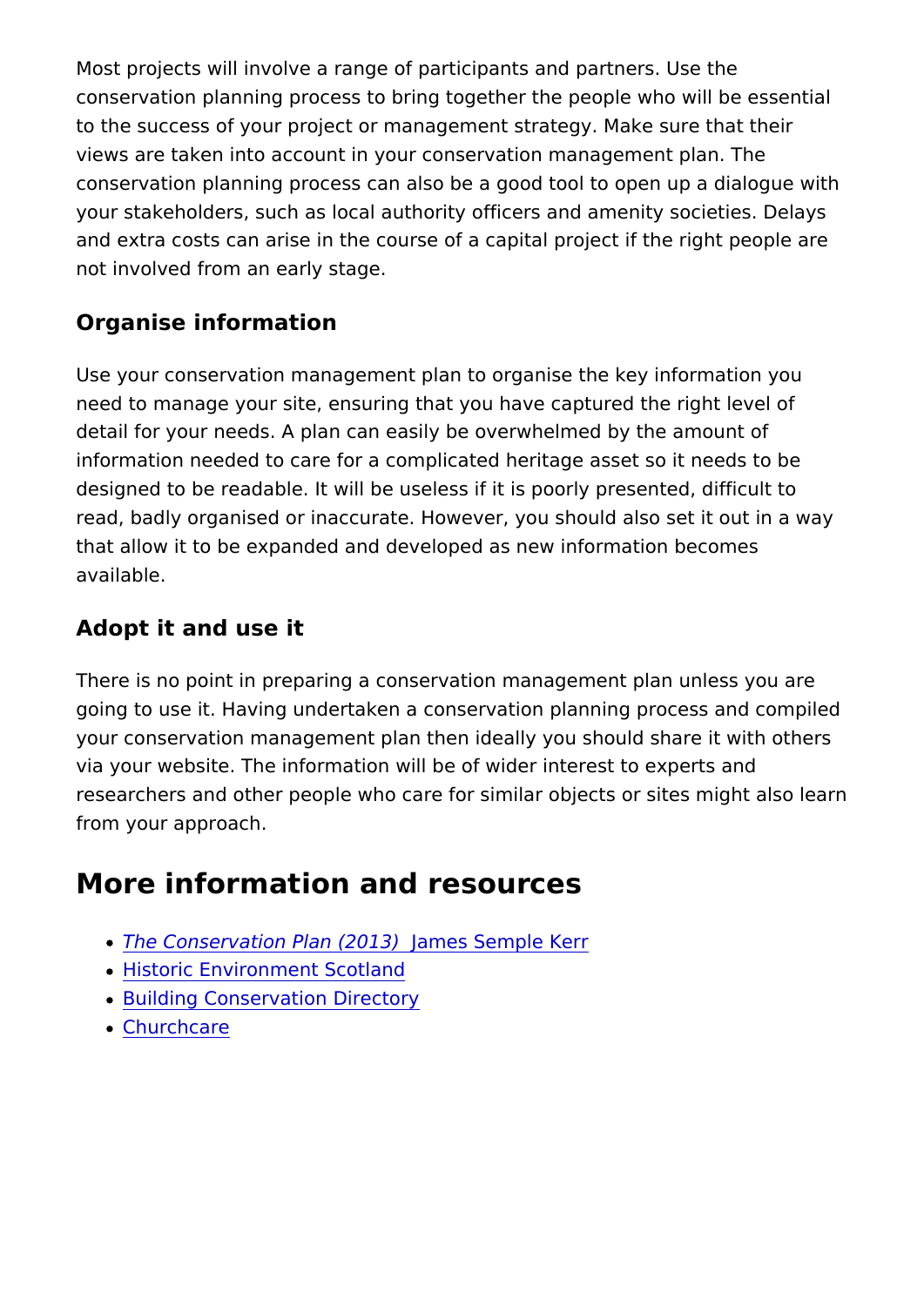Most projects will involve a range of participants and partners. Use the conservation planning process to bring together the people who will be essential to the success of your project or management strategy. Make sure that their views are taken into account in your conservation management plan. The conservation planning process can also be a good tool to open up a dialogue with your stakeholders, such as local authority officers and amenity societies. Delays and extra costs can arise in the course of a capital project if the right people are not involved from an early stage.

### Organise information

Use your conservation management plan to organise the key information you need to manage your site, ensuring that you have captured the right level of detail for your needs. A plan can easily be overwhelmed by the amount of information needed to care for a complicated heritage asset so it needs to be designed to be readable. It will be useless if it is poorly presented, difficult to read, badly organised or inaccurate. However, you should also set it out in a way that allow it to be expanded and developed as new information becomes available.

### Adopt it and use it

There is no point in preparing a conservation management plan unless you are going to use it. Having undertaken a conservation planning process and compiled your conservation management plan then ideally you should share it with others via your website. The information will be of wider interest to experts and researchers and other people who care for similar objects or sites might also learn from your approach.

## More information and resources

- *The Conservation Plan (2013)* James Semple Kerr
- Historic Environment Scotland
- Building Conservation Directory
- Churchcare